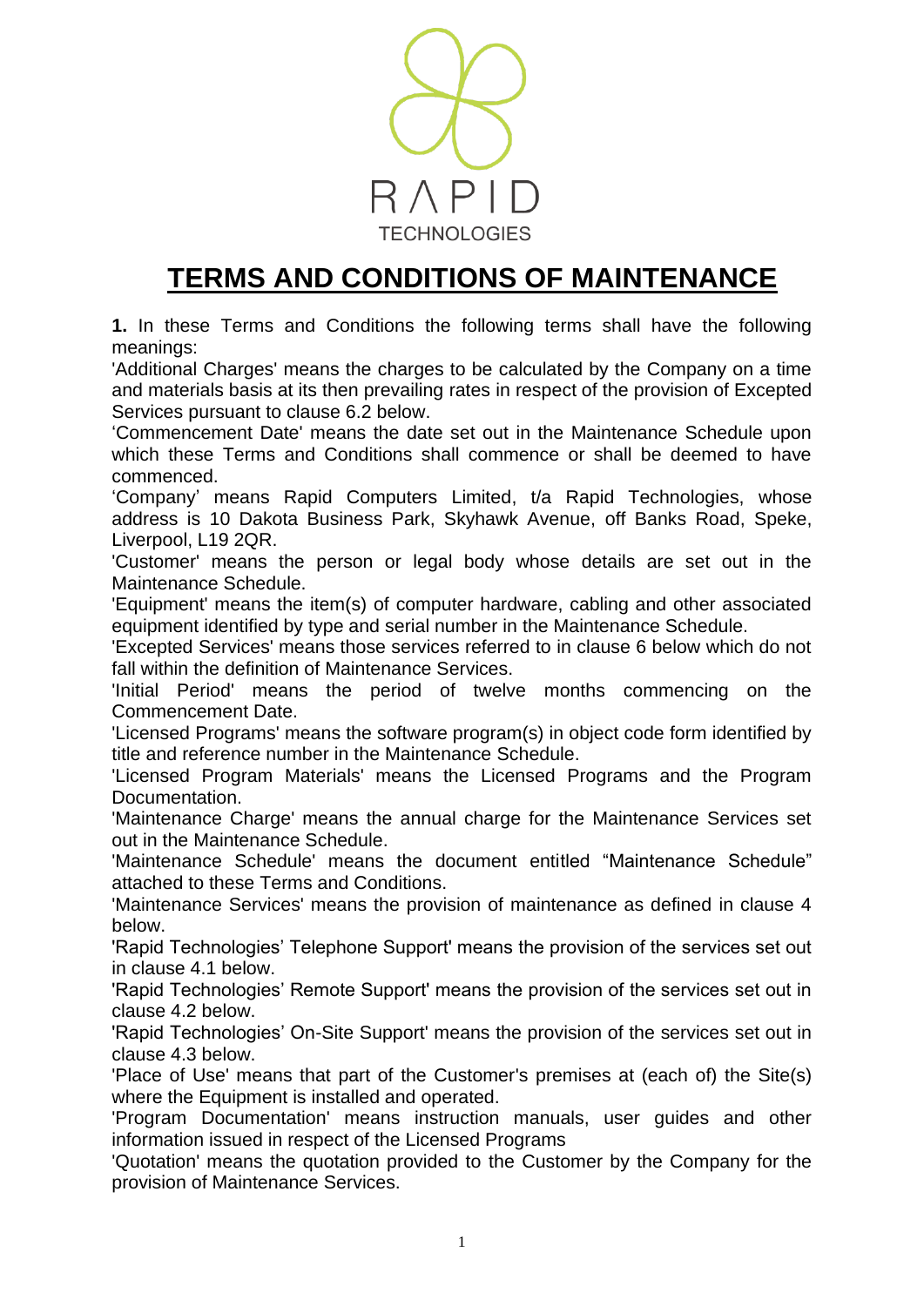RAPID TECHNOLOGIES

# TERMS AND CONDITIONS OF MAINTENANCE

**1.** In these Terms and Conditions the following terms shall have the following meanings:

'Additional Charges' means the charges to be calculated by the Company on a time and materials basis at its then prevailing rates in respect of the provision of Excepted Services pursuant to clause 6.2 below.

'Commencement Date' means the date set out in the Maintenance Schedule upon which these Terms and Conditions shall commence or shall be deemed to have commenced.

'Company' means Rapid Computers Limited, t/a Rapid Technologies, whose address is 10 Dakota Business Park, Skyhawk Avenue, off Banks Road, Speke, Liverpool, L19 2QR.

'Customer' means the person or legal body whose details are set out in the Maintenance Schedule.

'Equipment' means the item(s) of computer hardware, cabling and other associated equipment identified by type and serial number in the Maintenance Schedule.

'Excepted Services' means those services referred to in clause 6 below which do not fall within the definition of Maintenance Services.

'Initial Period' means the period of twelve months commencing on the Commencement Date.

'Licensed Programs' means the software program(s) in object code form identified by title and reference number in the Maintenance Schedule.

'Licensed Program Materials' means the Licensed Programs and the Program Documentation.

'Maintenance Charge' means the annual charge for the Maintenance Services set out in the Maintenance Schedule.

'Maintenance Schedule' means the document entitled "Maintenance Schedule" attached to these Terms and Conditions.

'Maintenance Services' means the provision of maintenance as defined in clause 4 below.

'Rapid Technologies' Telephone Support' means the provision of the services set out in clause 4.1 below.

'Rapid Technologies' Remote Support' means the provision of the services set out in clause 4.2 below.

'Rapid Technologies' On-Site Support' means the provision of the services set out in clause 4.3 below.

'Place of Use' means that part of the Customer's premises at (each of) the Site(s) where the Equipment is installed and operated.

'Program Documentation' means instruction manuals, user guides and other information issued in respect of the Licensed Programs

'Quotation' means the quotation provided to the Customer by the Company for the provision of Maintenance Services.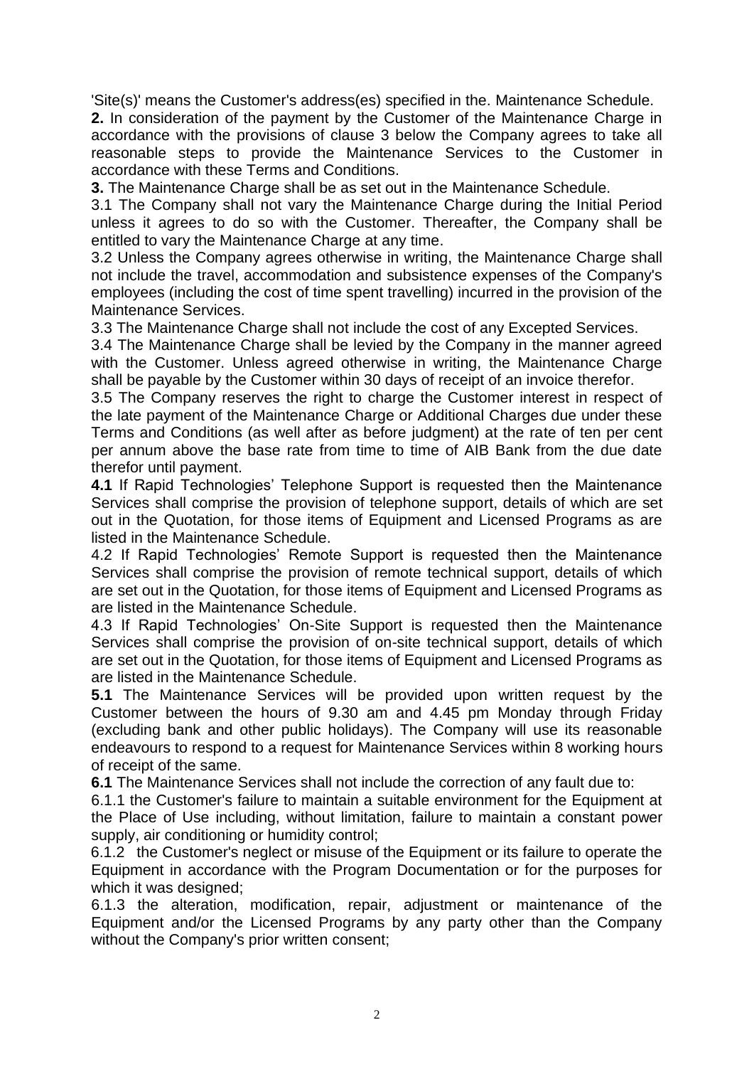'Site(s)' means the Customer's address(es) specified in the. Maintenance Schedule.

**2.** In consideration of the payment by the Customer of the Maintenance Charge in accordance with the provisions of clause 3 below the Company agrees to take all reasonable steps to provide the Maintenance Services to the Customer in accordance with these Terms and Conditions.

**3.** The Maintenance Charge shall be as set out in the Maintenance Schedule.

3.1 The Company shall not vary the Maintenance Charge during the Initial Period unless it agrees to do so with the Customer. Thereafter, the Company shall be entitled to vary the Maintenance Charge at any time.

3.2 Unless the Company agrees otherwise in writing, the Maintenance Charge shall not include the travel, accommodation and subsistence expenses of the Company's employees (including the cost of time spent travelling) incurred in the provision of the Maintenance Services.

3.3 The Maintenance Charge shall not include the cost of any Excepted Services.

3.4 The Maintenance Charge shall be levied by the Company in the manner agreed with the Customer. Unless agreed otherwise in writing, the Maintenance Charge shall be payable by the Customer within 30 days of receipt of an invoice therefor.

3.5 The Company reserves the right to charge the Customer interest in respect of the late payment of the Maintenance Charge or Additional Charges due under these Terms and Conditions (as well after as before judgment) at the rate of ten per cent per annum above the base rate from time to time of AIB Bank from the due date therefor until payment.

**4.1** If Rapid Technologies' Telephone Support is requested then the Maintenance Services shall comprise the provision of telephone support, details of which are set out in the Quotation, for those items of Equipment and Licensed Programs as are listed in the Maintenance Schedule.

4.2 If Rapid Technologies' Remote Support is requested then the Maintenance Services shall comprise the provision of remote technical support, details of which are set out in the Quotation, for those items of Equipment and Licensed Programs as are listed in the Maintenance Schedule.

4.3 If Rapid Technologies' On-Site Support is requested then the Maintenance Services shall comprise the provision of on-site technical support, details of which are set out in the Quotation, for those items of Equipment and Licensed Programs as are listed in the Maintenance Schedule.

**5.1** The Maintenance Services will be provided upon written request by the Customer between the hours of 9.30 am and 4.45 pm Monday through Friday (excluding bank and other public holidays). The Company will use its reasonable endeavours to respond to a request for Maintenance Services within 8 working hours of receipt of the same.

**6.1** The Maintenance Services shall not include the correction of any fault due to:

6.1.1 the Customer's failure to maintain a suitable environment for the Equipment at the Place of Use including, without limitation, failure to maintain a constant power supply, air conditioning or humidity control;

6.1.2 the Customer's neglect or misuse of the Equipment or its failure to operate the Equipment in accordance with the Program Documentation or for the purposes for which it was designed;

6.1.3 the alteration, modification, repair, adjustment or maintenance of the Equipment and/or the Licensed Programs by any party other than the Company without the Company's prior written consent;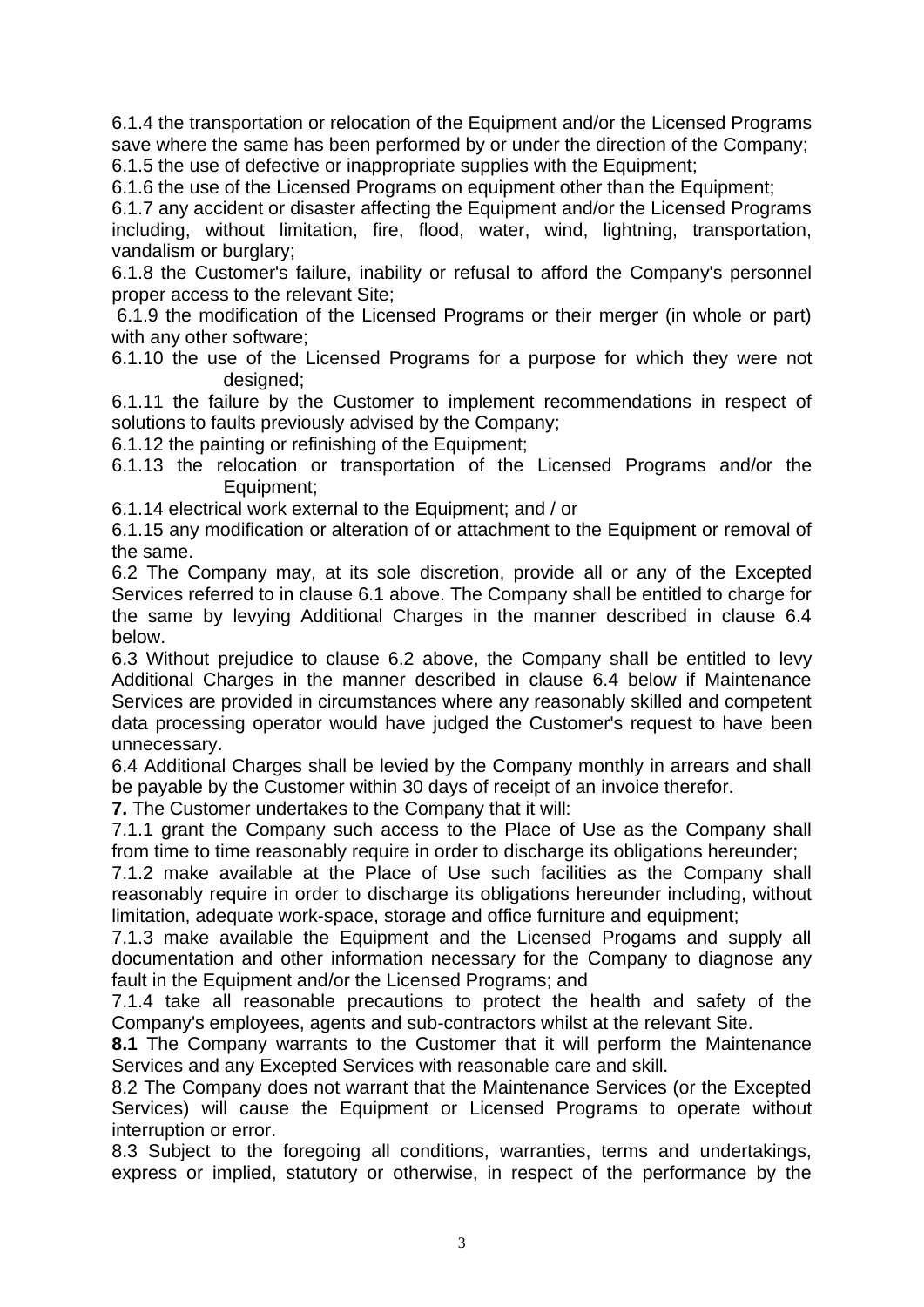6.1.4 the transportation or relocation of the Equipment and/or the Licensed Programs save where the same has been performed by or under the direction of the Company;

6.1.5 the use of defective or inappropriate supplies with the Equipment;

6.1.6 the use of the Licensed Programs on equipment other than the Equipment;

6.1.7 any accident or disaster affecting the Equipment and/or the Licensed Programs including, without limitation, fire, flood, water, wind, lightning, transportation, vandalism or burglary;

6.1.8 the Customer's failure, inability or refusal to afford the Company's personnel proper access to the relevant Site;

6.1.9 the modification of the Licensed Programs or their merger (in whole or part) with any other software;

6.1.10 the use of the Licensed Programs for a purpose for which they were not designed;

6.1.11 the failure by the Customer to implement recommendations in respect of solutions to faults previously advised by the Company;

6.1.12 the painting or refinishing of the Equipment;

6.1.13 the relocation or transportation of the Licensed Programs and/or the Equipment;

6.1.14 electrical work external to the Equipment; and / or

6.1.15 any modification or alteration of or attachment to the Equipment or removal of the same.

6.2 The Company may, at its sole discretion, provide all or any of the Excepted Services referred to in clause 6.1 above. The Company shall be entitled to charge for the same by levying Additional Charges in the manner described in clause 6.4 below.

6.3 Without prejudice to clause 6.2 above, the Company shall be entitled to levy Additional Charges in the manner described in clause 6.4 below if Maintenance Services are provided in circumstances where any reasonably skilled and competent data processing operator would have judged the Customer's request to have been unnecessary.

6.4 Additional Charges shall be levied by the Company monthly in arrears and shall be payable by the Customer within 30 days of receipt of an invoice therefor.

**7.** The Customer undertakes to the Company that it will:

7.1.1 grant the Company such access to the Place of Use as the Company shall from time to time reasonably require in order to discharge its obligations hereunder;

7.1.2 make available at the Place of Use such facilities as the Company shall reasonably require in order to discharge its obligations hereunder including, without limitation, adequate work-space, storage and office furniture and equipment;

7.1.3 make available the Equipment and the Licensed Progams and supply all documentation and other information necessary for the Company to diagnose any fault in the Equipment and/or the Licensed Programs; and

7.1.4 take all reasonable precautions to protect the health and safety of the Company's employees, agents and sub-contractors whilst at the relevant Site.

**8.1** The Company warrants to the Customer that it will perform the Maintenance Services and any Excepted Services with reasonable care and skill.

8.2 The Company does not warrant that the Maintenance Services (or the Excepted Services) will cause the Equipment or Licensed Programs to operate without interruption or error.

8.3 Subject to the foregoing all conditions, warranties, terms and undertakings, express or implied, statutory or otherwise, in respect of the performance by the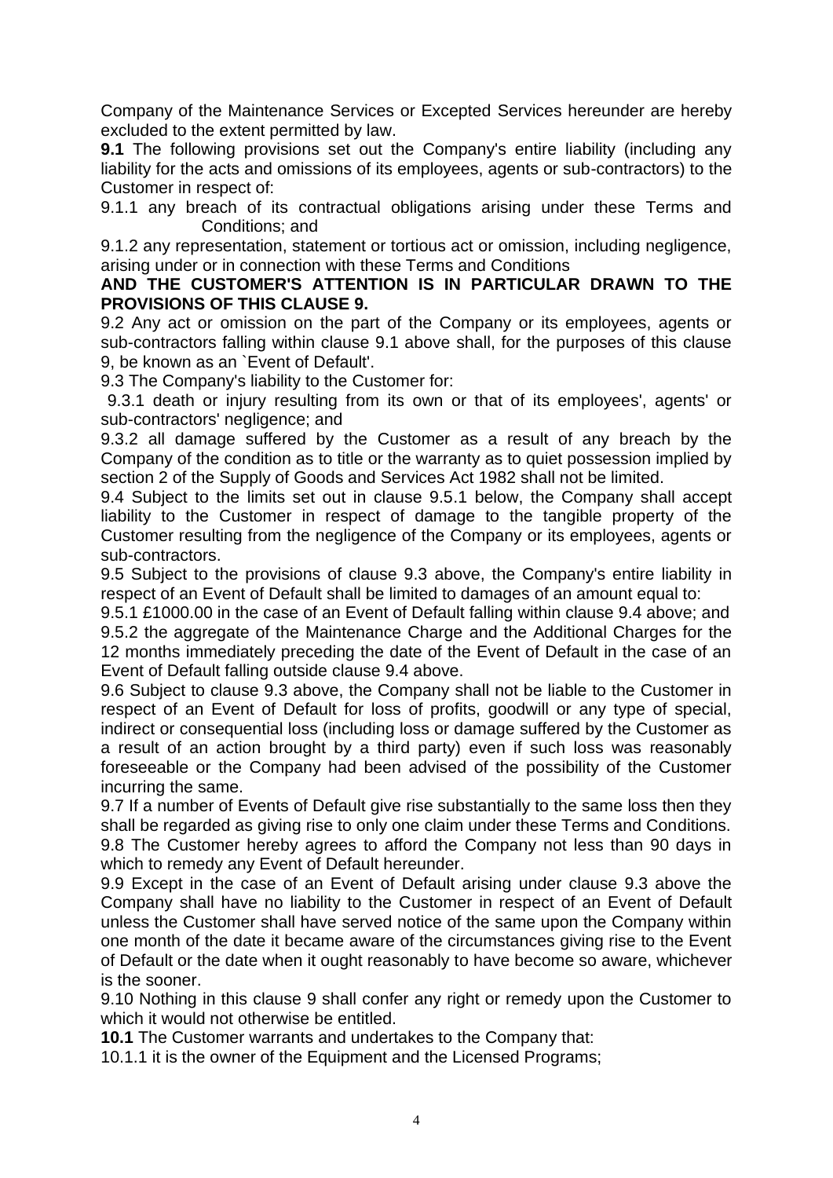Company of the Maintenance Services or Excepted Services hereunder are hereby excluded to the extent permitted by law.

**9.1** The following provisions set out the Company's entire liability (including any liability for the acts and omissions of its employees, agents or sub-contractors) to the Customer in respect of:

9.1.1 any breach of its contractual obligations arising under these Terms and Conditions; and

9.1.2 any representation, statement or tortious act or omission, including negligence, arising under or in connection with these Terms and Conditions

**AND THE CUSTOMER'S ATTENTION IS IN PARTICULAR DRAWN TO THE PROVISIONS OF THIS CLAUSE 9.**

9.2 Any act or omission on the part of the Company or its employees, agents or sub-contractors falling within clause 9.1 above shall, for the purposes of this clause 9, be known as an `Event of Default'.

9.3 The Company's liability to the Customer for:

9.3.1 death or injury resulting from its own or that of its employees', agents' or sub-contractors' negligence; and

9.3.2 all damage suffered by the Customer as a result of any breach by the Company of the condition as to title or the warranty as to quiet possession implied by section 2 of the Supply of Goods and Services Act 1982 shall not be limited.

9.4 Subject to the limits set out in clause 9.5.1 below, the Company shall accept liability to the Customer in respect of damage to the tangible property of the Customer resulting from the negligence of the Company or its employees, agents or sub-contractors.

9.5 Subject to the provisions of clause 9.3 above, the Company's entire liability in respect of an Event of Default shall be limited to damages of an amount equal to:

9.5.1 £1000.00 in the case of an Event of Default falling within clause 9.4 above; and

9.5.2 the aggregate of the Maintenance Charge and the Additional Charges for the 12 months immediately preceding the date of the Event of Default in the case of an Event of Default falling outside clause 9.4 above.

9.6 Subject to clause 9.3 above, the Company shall not be liable to the Customer in respect of an Event of Default for loss of profits, goodwill or any type of special, indirect or consequential loss (including loss or damage suffered by the Customer as a result of an action brought by a third party) even if such loss was reasonably foreseeable or the Company had been advised of the possibility of the Customer incurring the same.

9.7 If a number of Events of Default give rise substantially to the same loss then they shall be regarded as giving rise to only one claim under these Terms and Conditions.

9.8 The Customer hereby agrees to afford the Company not less than 90 days in which to remedy any Event of Default hereunder.

9.9 Except in the case of an Event of Default arising under clause 9.3 above the Company shall have no liability to the Customer in respect of an Event of Default unless the Customer shall have served notice of the same upon the Company within one month of the date it became aware of the circumstances giving rise to the Event of Default or the date when it ought reasonably to have become so aware, whichever is the sooner.

9.10 Nothing in this clause 9 shall confer any right or remedy upon the Customer to which it would not otherwise be entitled.

**10.1** The Customer warrants and undertakes to the Company that:

10.1.1 it is the owner of the Equipment and the Licensed Programs;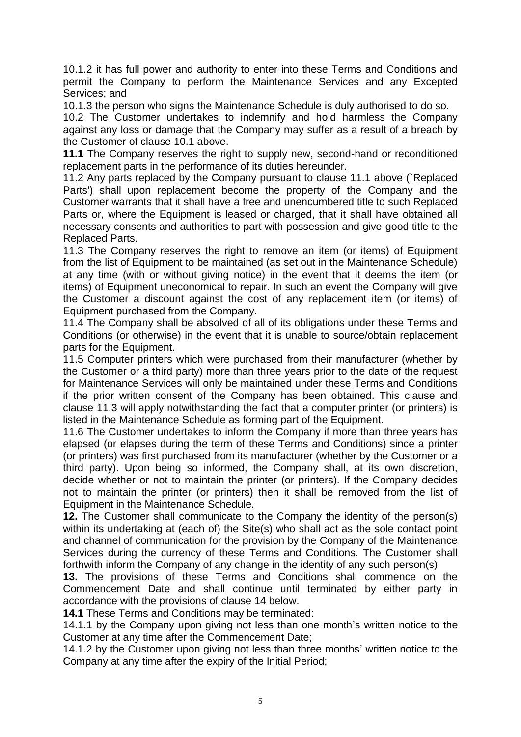10.1.2 it has full power and authority to enter into these Terms and Conditions and permit the Company to perform the Maintenance Services and any Excepted Services; and

10.1.3 the person who signs the Maintenance Schedule is duly authorised to do so.

10.2 The Customer undertakes to indemnify and hold harmless the Company against any loss or damage that the Company may suffer as a result of a breach by the Customer of clause 10.1 above.

**11.1** The Company reserves the right to supply new, second-hand or reconditioned replacement parts in the performance of its duties hereunder.

11.2 Any parts replaced by the Company pursuant to clause 11.1 above (`Replaced Parts') shall upon replacement become the property of the Company and the Customer warrants that it shall have a free and unencumbered title to such Replaced Parts or, where the Equipment is leased or charged, that it shall have obtained all necessary consents and authorities to part with possession and give good title to the Replaced Parts.

11.3 The Company reserves the right to remove an item (or items) of Equipment from the list of Equipment to be maintained (as set out in the Maintenance Schedule) at any time (with or without giving notice) in the event that it deems the item (or items) of Equipment uneconomical to repair. In such an event the Company will give the Customer a discount against the cost of any replacement item (or items) of Equipment purchased from the Company.

11.4 The Company shall be absolved of all of its obligations under these Terms and Conditions (or otherwise) in the event that it is unable to source/obtain replacement parts for the Equipment.

11.5 Computer printers which were purchased from their manufacturer (whether by the Customer or a third party) more than three years prior to the date of the request for Maintenance Services will only be maintained under these Terms and Conditions if the prior written consent of the Company has been obtained. This clause and clause 11.3 will apply notwithstanding the fact that a computer printer (or printers) is listed in the Maintenance Schedule as forming part of the Equipment.

11.6 The Customer undertakes to inform the Company if more than three years has elapsed (or elapses during the term of these Terms and Conditions) since a printer (or printers) was first purchased from its manufacturer (whether by the Customer or a third party). Upon being so informed, the Company shall, at its own discretion, decide whether or not to maintain the printer (or printers). If the Company decides not to maintain the printer (or printers) then it shall be removed from the list of Equipment in the Maintenance Schedule.

**12.** The Customer shall communicate to the Company the identity of the person(s) within its undertaking at (each of) the Site(s) who shall act as the sole contact point and channel of communication for the provision by the Company of the Maintenance Services during the currency of these Terms and Conditions. The Customer shall forthwith inform the Company of any change in the identity of any such person(s).

**13.** The provisions of these Terms and Conditions shall commence on the Commencement Date and shall continue until terminated by either party in accordance with the provisions of clause 14 below.

**14.1** These Terms and Conditions may be terminated:

14.1.1 by the Company upon giving not less than one month's written notice to the Customer at any time after the Commencement Date;

14.1.2 by the Customer upon giving not less than three months' written notice to the Company at any time after the expiry of the Initial Period;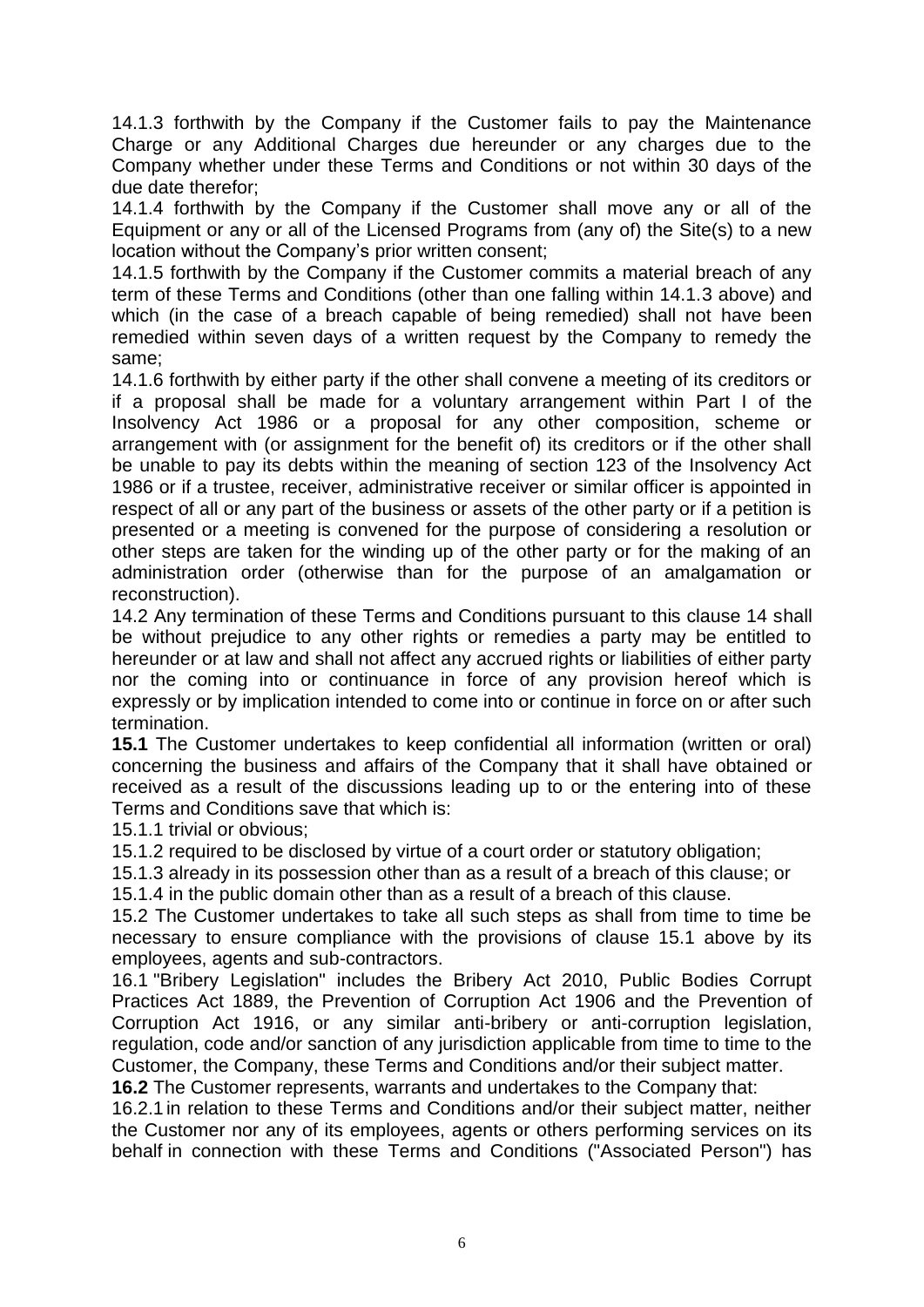14.1.3 forthwith by the Company if the Customer fails to pay the Maintenance Charge or any Additional Charges due hereunder or any charges due to the Company whether under these Terms and Conditions or not within 30 days of the due date therefor;

14.1.4 forthwith by the Company if the Customer shall move any or all of the Equipment or any or all of the Licensed Programs from (any of) the Site(s) to a new location without the Company's prior written consent;

14.1.5 forthwith by the Company if the Customer commits a material breach of any term of these Terms and Conditions (other than one falling within 14.1.3 above) and which (in the case of a breach capable of being remedied) shall not have been remedied within seven days of a written request by the Company to remedy the same;

14.1.6 forthwith by either party if the other shall convene a meeting of its creditors or if a proposal shall be made for a voluntary arrangement within Part I of the Insolvency Act 1986 or a proposal for any other composition, scheme or arrangement with (or assignment for the benefit of) its creditors or if the other shall be unable to pay its debts within the meaning of section 123 of the Insolvency Act 1986 or if a trustee, receiver, administrative receiver or similar officer is appointed in respect of all or any part of the business or assets of the other party or if a petition is presented or a meeting is convened for the purpose of considering a resolution or other steps are taken for the winding up of the other party or for the making of an administration order (otherwise than for the purpose of an amalgamation or reconstruction).

14.2 Any termination of these Terms and Conditions pursuant to this clause 14 shall be without prejudice to any other rights or remedies a party may be entitled to hereunder or at law and shall not affect any accrued rights or liabilities of either party nor the coming into or continuance in force of any provision hereof which is expressly or by implication intended to come into or continue in force on or after such termination.

**15.1** The Customer undertakes to keep confidential all information (written or oral) concerning the business and affairs of the Company that it shall have obtained or received as a result of the discussions leading up to or the entering into of these Terms and Conditions save that which is:

15.1.1 trivial or obvious;

15.1.2 required to be disclosed by virtue of a court order or statutory obligation;

15.1.3 already in its possession other than as a result of a breach of this clause; or

15.1.4 in the public domain other than as a result of a breach of this clause.

15.2 The Customer undertakes to take all such steps as shall from time to time be necessary to ensure compliance with the provisions of clause 15.1 above by its employees, agents and sub-contractors.

16.1 "Bribery Legislation" includes the Bribery Act 2010, Public Bodies Corrupt Practices Act 1889, the Prevention of Corruption Act 1906 and the Prevention of Corruption Act 1916, or any similar anti-bribery or anti-corruption legislation, regulation, code and/or sanction of any jurisdiction applicable from time to time to the Customer, the Company, these Terms and Conditions and/or their subject matter.

**16.2** The Customer represents, warrants and undertakes to the Company that:

16.2.1 in relation to these Terms and Conditions and/or their subject matter, neither the Customer nor any of its employees, agents or others performing services on its behalf in connection with these Terms and Conditions ("Associated Person") has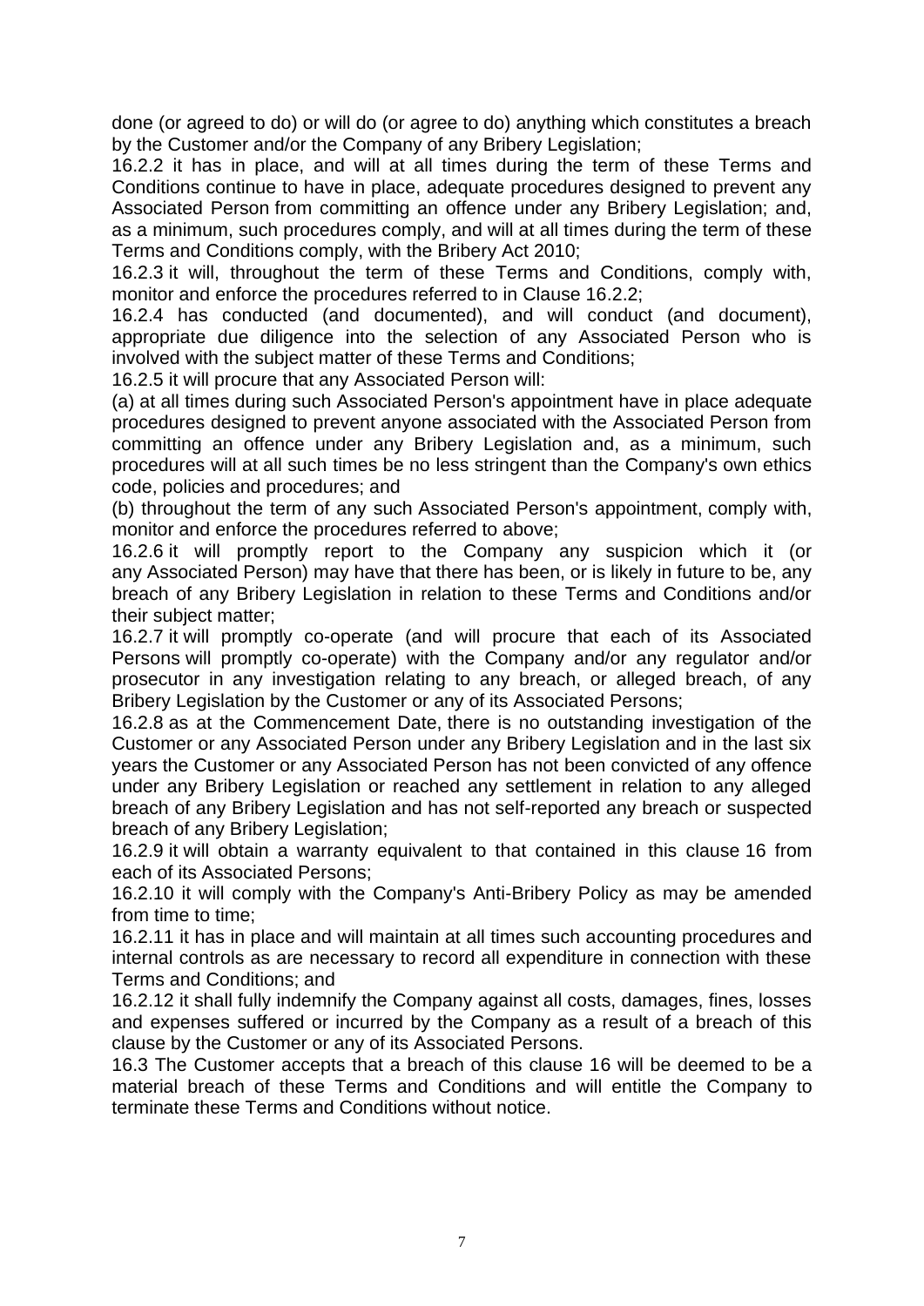done (or agreed to do) or will do (or agree to do) anything which constitutes a breach by the Customer and/or the Company of any Bribery Legislation;

16.2.2 it has in place, and will at all times during the term of these Terms and Conditions continue to have in place, adequate procedures designed to prevent any Associated Person from committing an offence under any Bribery Legislation; and, as a minimum, such procedures comply, and will at all times during the term of these Terms and Conditions comply, with the Bribery Act 2010;

16.2.3 it will, throughout the term of these Terms and Conditions, comply with, monitor and enforce the procedures referred to in Clause 16.2.2;

16.2.4 has conducted (and documented), and will conduct (and document), appropriate due diligence into the selection of any Associated Person who is involved with the subject matter of these Terms and Conditions;

16.2.5 it will procure that any Associated Person will:

(a) at all times during such Associated Person's appointment have in place adequate procedures designed to prevent anyone associated with the Associated Person from committing an offence under any Bribery Legislation and, as a minimum, such procedures will at all such times be no less stringent than the Company's own ethics code, policies and procedures; and

(b) throughout the term of any such Associated Person's appointment, comply with, monitor and enforce the procedures referred to above;

16.2.6 it will promptly report to the Company any suspicion which it (or any Associated Person) may have that there has been, or is likely in future to be, any breach of any Bribery Legislation in relation to these Terms and Conditions and/or their subject matter;

16.2.7 it will promptly co-operate (and will procure that each of its Associated Persons will promptly co-operate) with the Company and/or any regulator and/or prosecutor in any investigation relating to any breach, or alleged breach, of any Bribery Legislation by the Customer or any of its Associated Persons;

16.2.8 as at the Commencement Date, there is no outstanding investigation of the Customer or any Associated Person under any Bribery Legislation and in the last six years the Customer or any Associated Person has not been convicted of any offence under any Bribery Legislation or reached any settlement in relation to any alleged breach of any Bribery Legislation and has not self-reported any breach or suspected breach of any Bribery Legislation;

16.2.9 it will obtain a warranty equivalent to that contained in this clause 16 from each of its Associated Persons;

16.2.10 it will comply with the Company's Anti-Bribery Policy as may be amended from time to time;

16.2.11 it has in place and will maintain at all times such accounting procedures and internal controls as are necessary to record all expenditure in connection with these Terms and Conditions; and

16.2.12 it shall fully indemnify the Company against all costs, damages, fines, losses and expenses suffered or incurred by the Company as a result of a breach of this clause by the Customer or any of its Associated Persons.

16.3 The Customer accepts that a breach of this clause 16 will be deemed to be a material breach of these Terms and Conditions and will entitle the Company to terminate these Terms and Conditions without notice.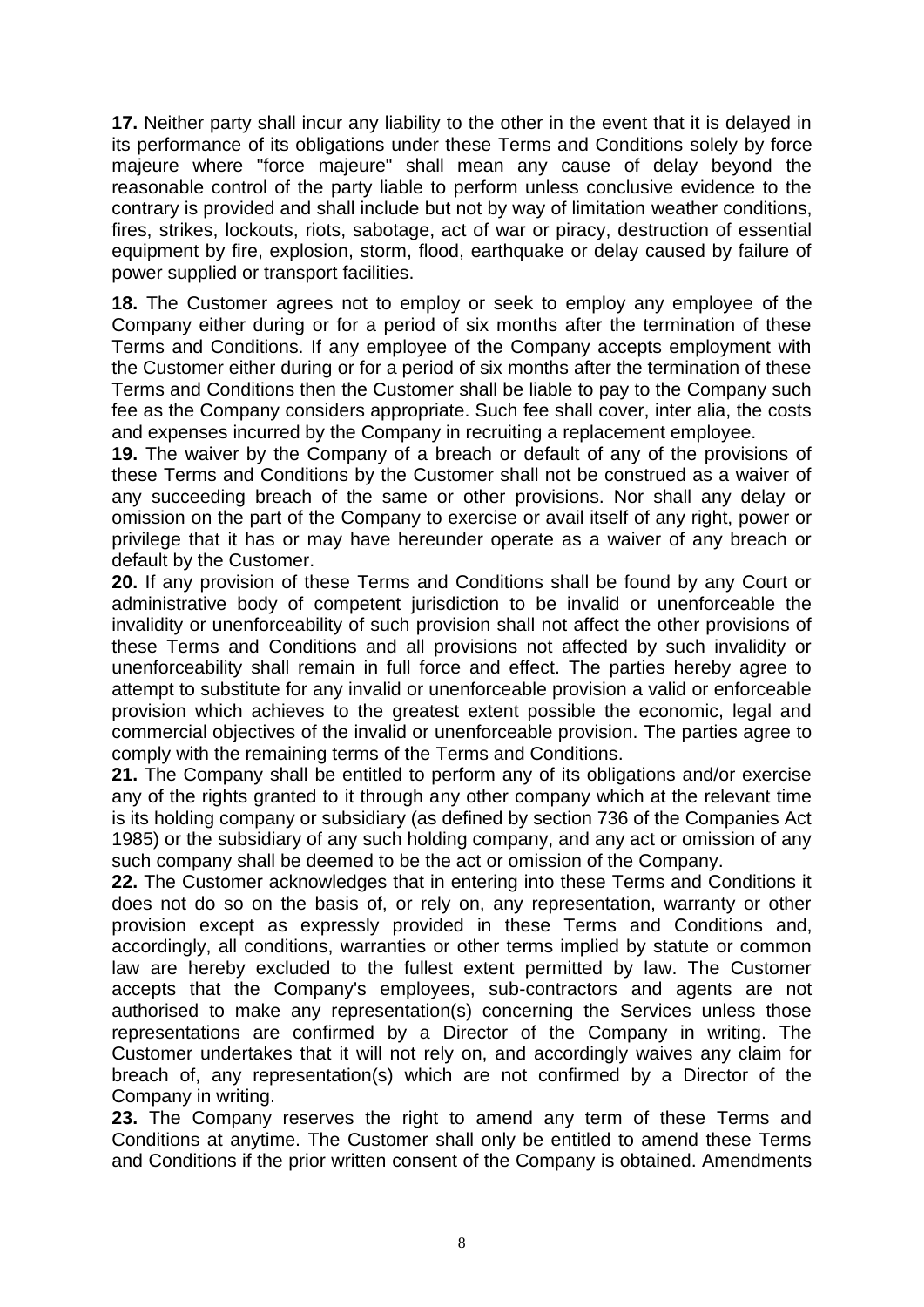**17.** Neither party shall incur any liability to the other in the event that it is delayed in its performance of its obligations under these Terms and Conditions solely by force majeure where "force majeure" shall mean any cause of delay beyond the reasonable control of the party liable to perform unless conclusive evidence to the contrary is provided and shall include but not by way of limitation weather conditions, fires, strikes, lockouts, riots, sabotage, act of war or piracy, destruction of essential equipment by fire, explosion, storm, flood, earthquake or delay caused by failure of power supplied or transport facilities.

**18.** The Customer agrees not to employ or seek to employ any employee of the Company either during or for a period of six months after the termination of these Terms and Conditions. If any employee of the Company accepts employment with the Customer either during or for a period of six months after the termination of these Terms and Conditions then the Customer shall be liable to pay to the Company such fee as the Company considers appropriate. Such fee shall cover, inter alia, the costs and expenses incurred by the Company in recruiting a replacement employee.

**19.** The waiver by the Company of a breach or default of any of the provisions of these Terms and Conditions by the Customer shall not be construed as a waiver of any succeeding breach of the same or other provisions. Nor shall any delay or omission on the part of the Company to exercise or avail itself of any right, power or privilege that it has or may have hereunder operate as a waiver of any breach or default by the Customer.

**20.** If any provision of these Terms and Conditions shall be found by any Court or administrative body of competent jurisdiction to be invalid or unenforceable the invalidity or unenforceability of such provision shall not affect the other provisions of these Terms and Conditions and all provisions not affected by such invalidity or unenforceability shall remain in full force and effect. The parties hereby agree to attempt to substitute for any invalid or unenforceable provision a valid or enforceable provision which achieves to the greatest extent possible the economic, legal and commercial objectives of the invalid or unenforceable provision. The parties agree to comply with the remaining terms of the Terms and Conditions.

**21.** The Company shall be entitled to perform any of its obligations and/or exercise any of the rights granted to it through any other company which at the relevant time is its holding company or subsidiary (as defined by section 736 of the Companies Act 1985) or the subsidiary of any such holding company, and any act or omission of any such company shall be deemed to be the act or omission of the Company.

**22.** The Customer acknowledges that in entering into these Terms and Conditions it does not do so on the basis of, or rely on, any representation, warranty or other provision except as expressly provided in these Terms and Conditions and, accordingly, all conditions, warranties or other terms implied by statute or common law are hereby excluded to the fullest extent permitted by law. The Customer accepts that the Company's employees, sub-contractors and agents are not authorised to make any representation(s) concerning the Services unless those representations are confirmed by a Director of the Company in writing. The Customer undertakes that it will not rely on, and accordingly waives any claim for breach of, any representation(s) which are not confirmed by a Director of the Company in writing.

**23.** The Company reserves the right to amend any term of these Terms and Conditions at anytime. The Customer shall only be entitled to amend these Terms and Conditions if the prior written consent of the Company is obtained. Amendments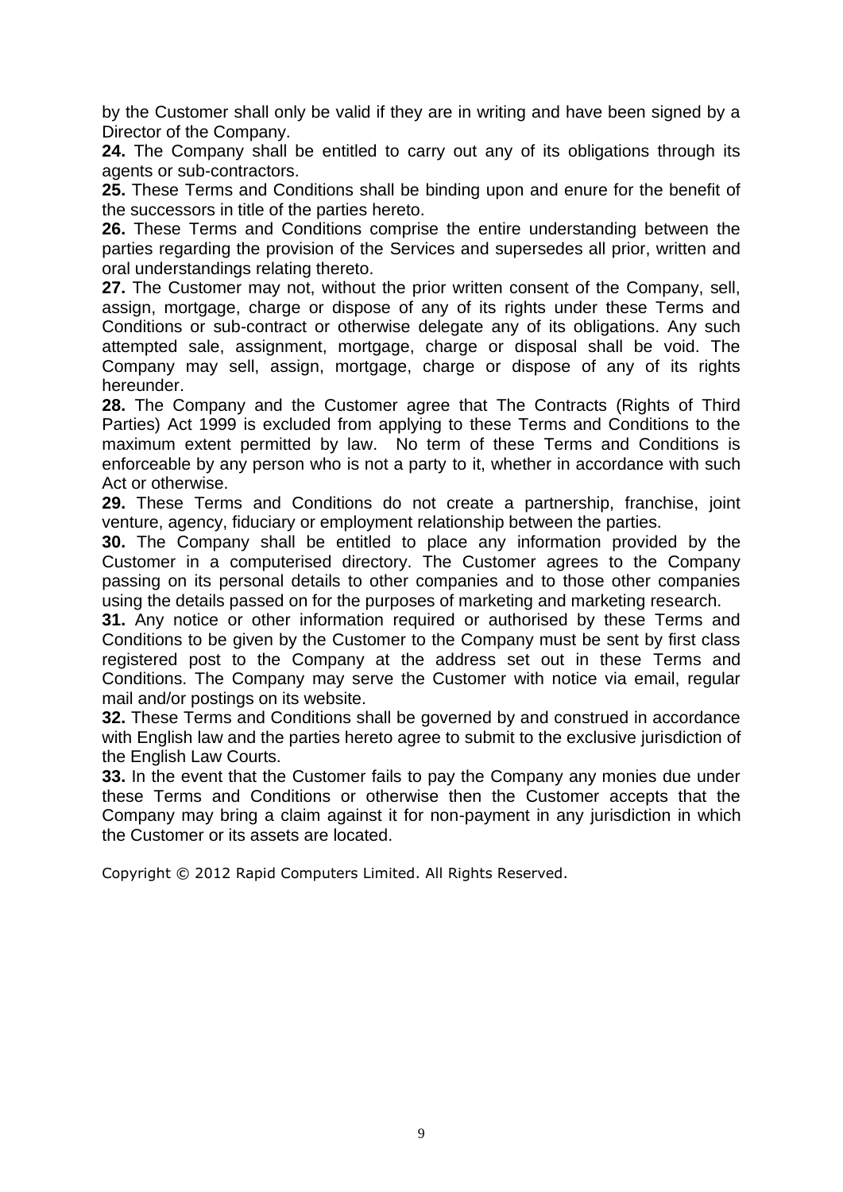by the Customer shall only be valid if they are in writing and have been signed by a Director of the Company.

**24.** The Company shall be entitled to carry out any of its obligations through its agents or sub-contractors.

**25.** These Terms and Conditions shall be binding upon and enure for the benefit of the successors in title of the parties hereto.

**26.** These Terms and Conditions comprise the entire understanding between the parties regarding the provision of the Services and supersedes all prior, written and oral understandings relating thereto.

**27.** The Customer may not, without the prior written consent of the Company, sell, assign, mortgage, charge or dispose of any of its rights under these Terms and Conditions or sub-contract or otherwise delegate any of its obligations. Any such attempted sale, assignment, mortgage, charge or disposal shall be void. The Company may sell, assign, mortgage, charge or dispose of any of its rights hereunder.

**28.** The Company and the Customer agree that The Contracts (Rights of Third Parties) Act 1999 is excluded from applying to these Terms and Conditions to the maximum extent permitted by law. No term of these Terms and Conditions is enforceable by any person who is not a party to it, whether in accordance with such Act or otherwise.

**29.** These Terms and Conditions do not create a partnership, franchise, joint venture, agency, fiduciary or employment relationship between the parties.

**30.** The Company shall be entitled to place any information provided by the Customer in a computerised directory. The Customer agrees to the Company passing on its personal details to other companies and to those other companies using the details passed on for the purposes of marketing and marketing research.

**31.** Any notice or other information required or authorised by these Terms and Conditions to be given by the Customer to the Company must be sent by first class registered post to the Company at the address set out in these Terms and Conditions. The Company may serve the Customer with notice via email, regular mail and/or postings on its website.

**32.** These Terms and Conditions shall be governed by and construed in accordance with English law and the parties hereto agree to submit to the exclusive jurisdiction of the English Law Courts.

**33.** In the event that the Customer fails to pay the Company any monies due under these Terms and Conditions or otherwise then the Customer accepts that the Company may bring a claim against it for non-payment in any jurisdiction in which the Customer or its assets are located.

Copyright © 2012 Rapid Computers Limited. All Rights Reserved.